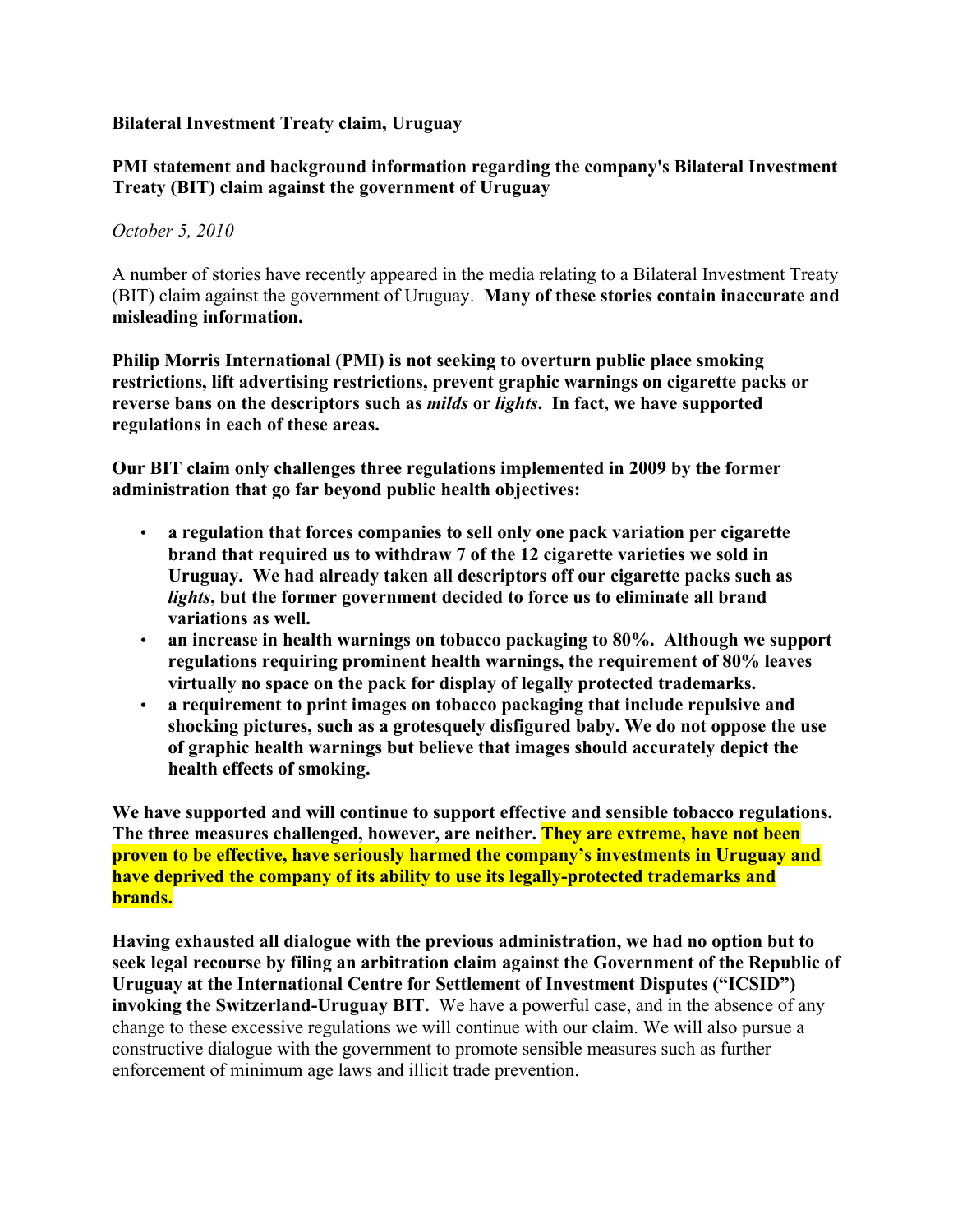**Bilateral Investment Treaty claim, Uruguay**

**PMI statement and background information regarding the company's Bilateral Investment Treaty (BIT) claim against the government of Uruguay**

*October 5, 2010*

A number of stories have recently appeared in the media relating to a Bilateral Investment Treaty (BIT) claim against the government of Uruguay. **Many of these stories contain inaccurate and misleading information.**

**Philip Morris International (PMI) is not seeking to overturn public place smoking restrictions, lift advertising restrictions, prevent graphic warnings on cigarette packs or reverse bans on the descriptors such as *milds* or *lights*. In fact, we have supported regulations in each of these areas.**

**Our BIT claim only challenges three regulations implemented in 2009 by the former administration that go far beyond public health objectives:**

- **a regulation that forces companies to sell only one pack variation per cigarette brand that required us to withdraw 7 of the 12 cigarette varieties we sold in Uruguay. We had already taken all descriptors off our cigarette packs such as *lights*, but the former government decided to force us to eliminate all brand variations as well.**
- **an increase in health warnings on tobacco packaging to 80%. Although we support regulations requiring prominent health warnings, the requirement of 80% leaves virtually no space on the pack for display of legally protected trademarks.**
- **a requirement to print images on tobacco packaging that include repulsive and shocking pictures, such as a grotesquely disfigured baby. We do not oppose the use of graphic health warnings but believe that images should accurately depict the health effects of smoking.**

**We have supported and will continue to support effective and sensible tobacco regulations. The three measures challenged, however, are neither. They are extreme, have not been proven to be effective, have seriously harmed the company's investments in Uruguay and have deprived the company of its ability to use its legally-protected trademarks and brands.**

**Having exhausted all dialogue with the previous administration, we had no option but to seek legal recourse by filing an arbitration claim against the Government of the Republic of Uruguay at the International Centre for Settlement of Investment Disputes ("ICSID") invoking the Switzerland-Uruguay BIT.** We have a powerful case, and in the absence of any change to these excessive regulations we will continue with our claim. We will also pursue a constructive dialogue with the government to promote sensible measures such as further enforcement of minimum age laws and illicit trade prevention.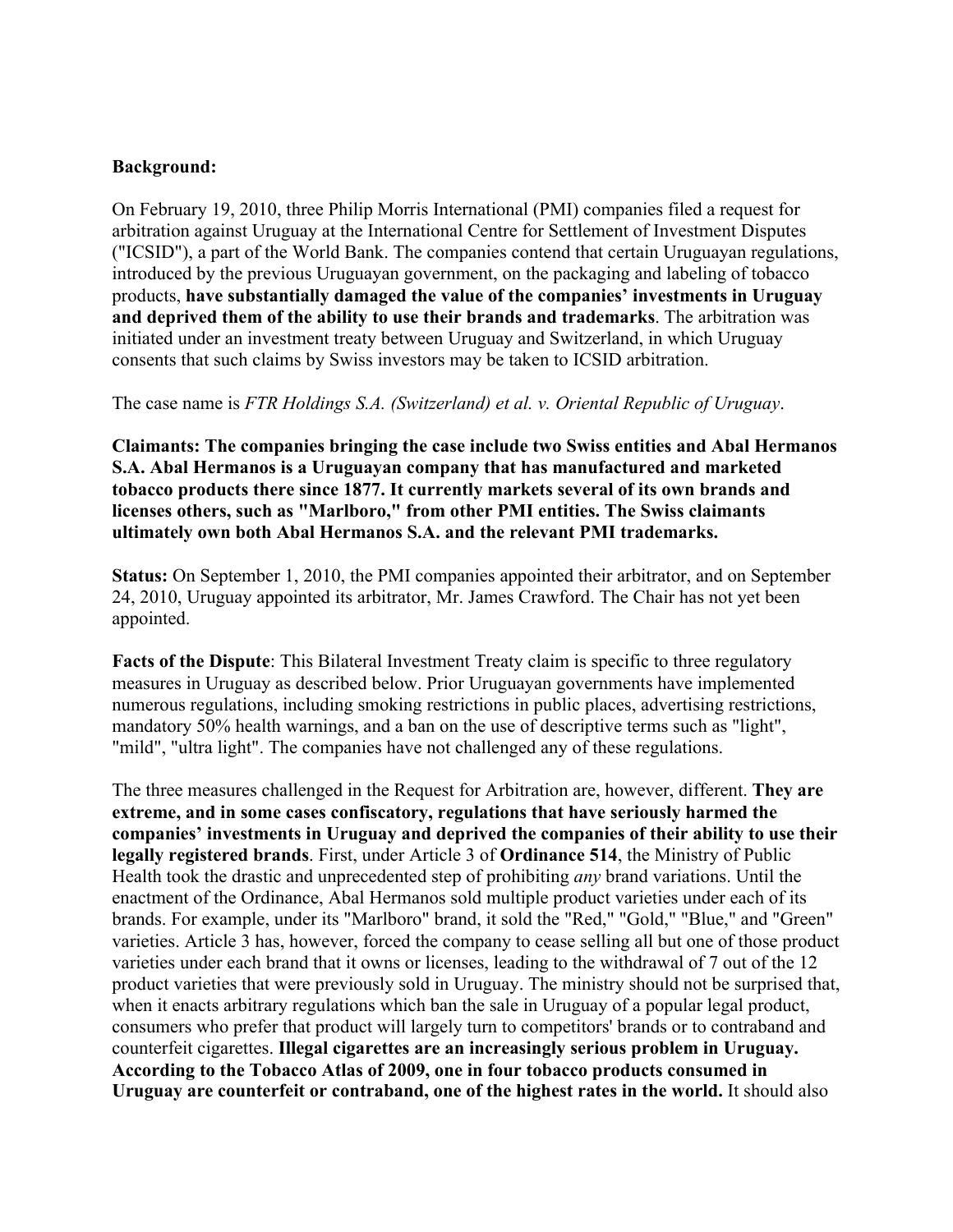**Background:**

On February 19, 2010, three Philip Morris International (PMI) companies filed a request for arbitration against Uruguay at the International Centre for Settlement of Investment Disputes ("ICSID"), a part of the World Bank. The companies contend that certain Uruguayan regulations, introduced by the previous Uruguayan government, on the packaging and labeling of tobacco products, **have substantially damaged the value of the companies' investments in Uruguay and deprived them of the ability to use their brands and trademarks**. The arbitration was initiated under an investment treaty between Uruguay and Switzerland, in which Uruguay consents that such claims by Swiss investors may be taken to ICSID arbitration.

The case name is *FTR Holdings S.A. (Switzerland) et al. v. Oriental Republic of Uruguay*.

**Claimants: The companies bringing the case include two Swiss entities and Abal Hermanos S.A. Abal Hermanos is a Uruguayan company that has manufactured and marketed tobacco products there since 1877. It currently markets several of its own brands and licenses others, such as "Marlboro," from other PMI entities. The Swiss claimants ultimately own both Abal Hermanos S.A. and the relevant PMI trademarks.**

**Status:** On September 1, 2010, the PMI companies appointed their arbitrator, and on September 24, 2010, Uruguay appointed its arbitrator, Mr. James Crawford. The Chair has not yet been appointed.

**Facts of the Dispute**: This Bilateral Investment Treaty claim is specific to three regulatory measures in Uruguay as described below. Prior Uruguayan governments have implemented numerous regulations, including smoking restrictions in public places, advertising restrictions, mandatory 50% health warnings, and a ban on the use of descriptive terms such as "light", "mild", "ultra light". The companies have not challenged any of these regulations.

The three measures challenged in the Request for Arbitration are, however, different. **They are extreme, and in some cases confiscatory, regulations that have seriously harmed the companies' investments in Uruguay and deprived the companies of their ability to use their legally registered brands**. First, under Article 3 of **Ordinance 514**, the Ministry of Public Health took the drastic and unprecedented step of prohibiting *any* brand variations. Until the enactment of the Ordinance, Abal Hermanos sold multiple product varieties under each of its brands. For example, under its "Marlboro" brand, it sold the "Red," "Gold," "Blue," and "Green" varieties. Article 3 has, however, forced the company to cease selling all but one of those product varieties under each brand that it owns or licenses, leading to the withdrawal of 7 out of the 12 product varieties that were previously sold in Uruguay. The ministry should not be surprised that, when it enacts arbitrary regulations which ban the sale in Uruguay of a popular legal product, consumers who prefer that product will largely turn to competitors' brands or to contraband and counterfeit cigarettes. **Illegal cigarettes are an increasingly serious problem in Uruguay. According to the Tobacco Atlas of 2009, one in four tobacco products consumed in Uruguay are counterfeit or contraband, one of the highest rates in the world.** It should also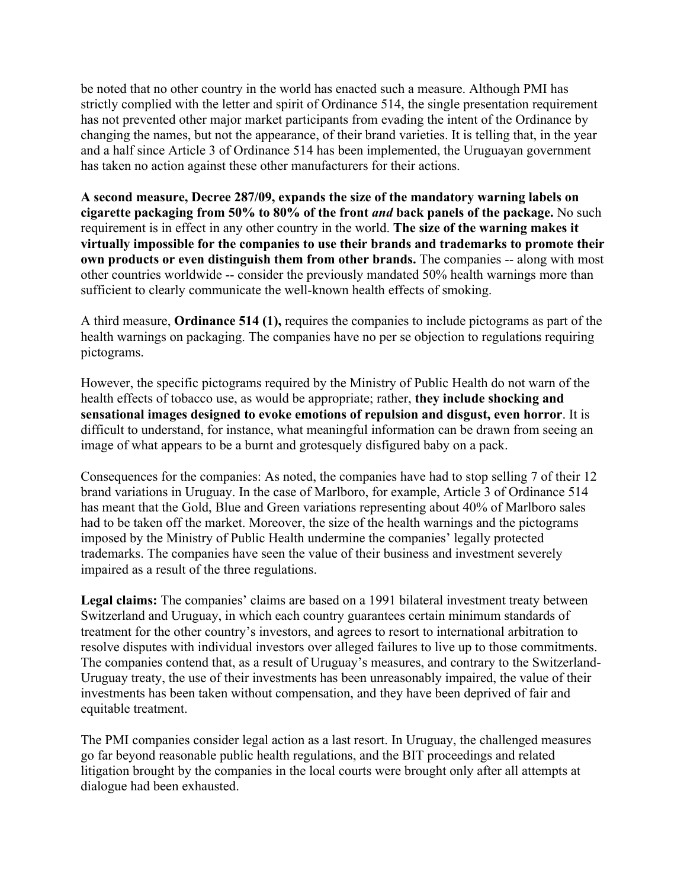be noted that no other country in the world has enacted such a measure. Although PMI has strictly complied with the letter and spirit of Ordinance 514, the single presentation requirement has not prevented other major market participants from evading the intent of the Ordinance by changing the names, but not the appearance, of their brand varieties. It is telling that, in the year and a half since Article 3 of Ordinance 514 has been implemented, the Uruguayan government has taken no action against these other manufacturers for their actions.

**A second measure, Decree 287/09, expands the size of the mandatory warning labels on cigarette packaging from 50% to 80% of the front *and* back panels of the package.** No such requirement is in effect in any other country in the world. **The size of the warning makes it virtually impossible for the companies to use their brands and trademarks to promote their own products or even distinguish them from other brands.** The companies -- along with most other countries worldwide -- consider the previously mandated 50% health warnings more than sufficient to clearly communicate the well-known health effects of smoking.

A third measure, **Ordinance 514 (1),** requires the companies to include pictograms as part of the health warnings on packaging. The companies have no per se objection to regulations requiring pictograms.

However, the specific pictograms required by the Ministry of Public Health do not warn of the health effects of tobacco use, as would be appropriate; rather, **they include shocking and sensational images designed to evoke emotions of repulsion and disgust, even horror**. It is difficult to understand, for instance, what meaningful information can be drawn from seeing an image of what appears to be a burnt and grotesquely disfigured baby on a pack.

Consequences for the companies: As noted, the companies have had to stop selling 7 of their 12 brand variations in Uruguay. In the case of Marlboro, for example, Article 3 of Ordinance 514 has meant that the Gold, Blue and Green variations representing about 40% of Marlboro sales had to be taken off the market. Moreover, the size of the health warnings and the pictograms imposed by the Ministry of Public Health undermine the companies' legally protected trademarks. The companies have seen the value of their business and investment severely impaired as a result of the three regulations.

**Legal claims:** The companies' claims are based on a 1991 bilateral investment treaty between Switzerland and Uruguay, in which each country guarantees certain minimum standards of treatment for the other country's investors, and agrees to resort to international arbitration to resolve disputes with individual investors over alleged failures to live up to those commitments. The companies contend that, as a result of Uruguay's measures, and contrary to the Switzerland-Uruguay treaty, the use of their investments has been unreasonably impaired, the value of their investments has been taken without compensation, and they have been deprived of fair and equitable treatment.

The PMI companies consider legal action as a last resort. In Uruguay, the challenged measures go far beyond reasonable public health regulations, and the BIT proceedings and related litigation brought by the companies in the local courts were brought only after all attempts at dialogue had been exhausted.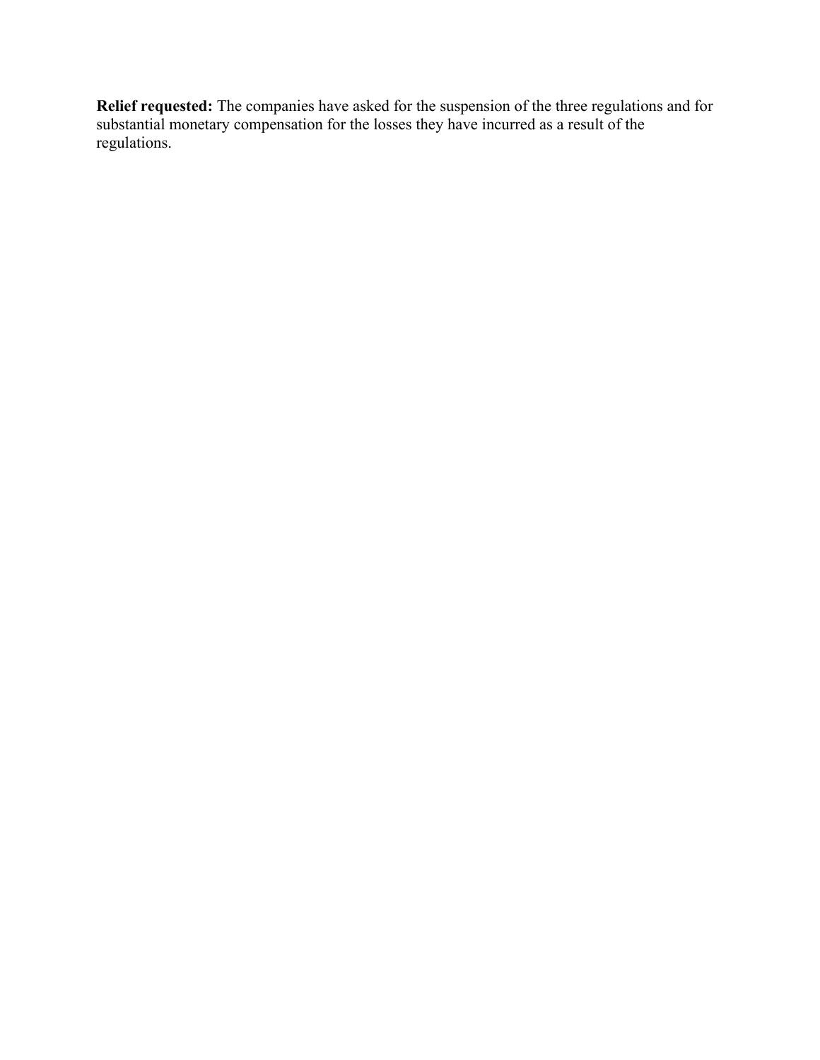**Relief requested:** The companies have asked for the suspension of the three regulations and for substantial monetary compensation for the losses they have incurred as a result of the regulations.